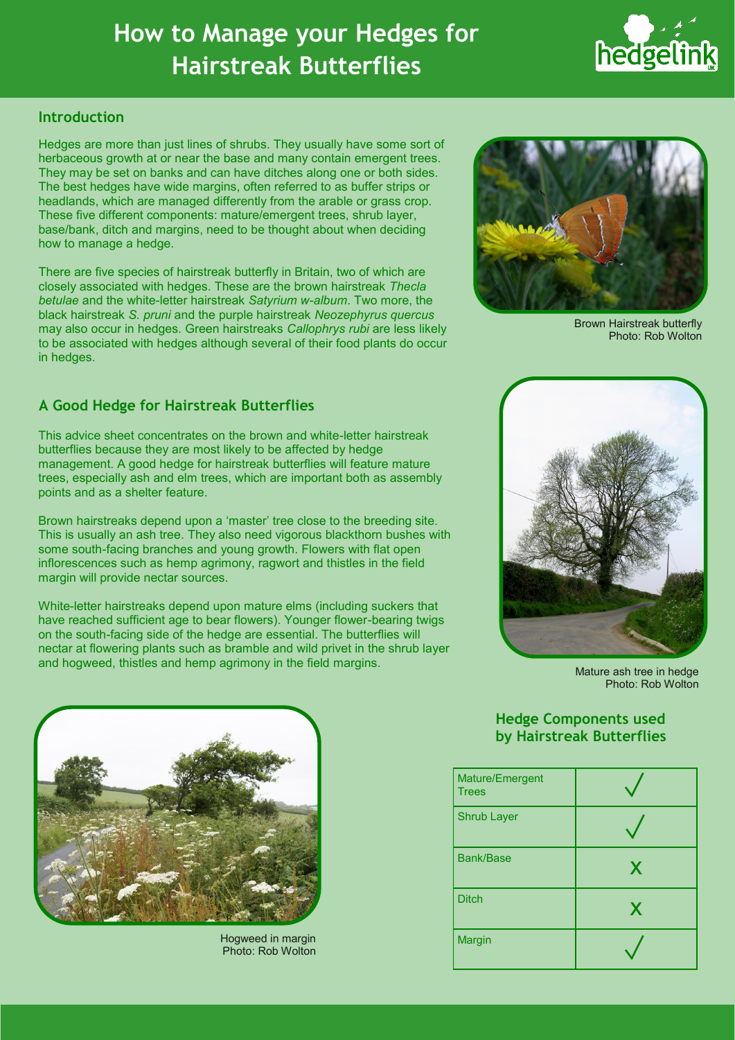# How to Manage your Hedges for Hairstreak Butterflies

## Introduction

Hedges are more than just lines of shrubs. They usually have some sort of herbaceous growth at or near the base and many contain emergent trees. They may be set on banks and can have ditches along one or both sides. The best hedges have wide margins, often referred to as buffer strips or headlands, which are managed differently from the arable or grass crop. These five different components: mature/emergent trees, shrub layer, base/bank, ditch and margins, need to be thought about when deciding how to manage a hedge.

There are five species of hairstreak butterfly in Britain, two of which are closely associated with hedges. These are the brown hairstreak *Thecla betulae* and the white-letter hairstreak *Satyrium w-album*. Two more, the black hairstreak *S. pruni* and the purple hairstreak *Neozephyrus quercus* may also occur in hedges. Green hairstreaks *Callophrys rubi* are less likely to be associated with hedges although several of their food plants do occur in hedges.

Brown Hairstreak butterfly
Photo: Rob Wolton

## A Good Hedge for Hairstreak Butterflies

This advice sheet concentrates on the brown and white-letter hairstreak butterflies because they are most likely to be affected by hedge management. A good hedge for hairstreak butterflies will feature mature trees, especially ash and elm trees, which are important both as assembly points and as a shelter feature.

Brown hairstreaks depend upon a 'master' tree close to the breeding site. This is usually an ash tree. They also need vigorous blackthorn bushes with some south-facing branches and young growth. Flowers with flat open inflorescences such as hemp agrimony, ragwort and thistles in the field margin will provide nectar sources.

White-letter hairstreaks depend upon mature elms (including suckers that have reached sufficient age to bear flowers). Younger flower-bearing twigs on the south-facing side of the hedge are essential. The butterflies will nectar at flowering plants such as bramble and wild privet in the shrub layer and hogweed, thistles and hemp agrimony in the field margins.

Mature ash tree in hedge
Photo: Rob Wolton

Hogweed in margin
Photo: Rob Wolton

### Hedge Components used by Hairstreak Butterflies

| Component | Used |
|---|---|
| Mature/Emergent Trees | ✓ |
| Shrub Layer | ✓ |
| Bank/Base | X |
| Ditch | X |
| Margin | ✓ |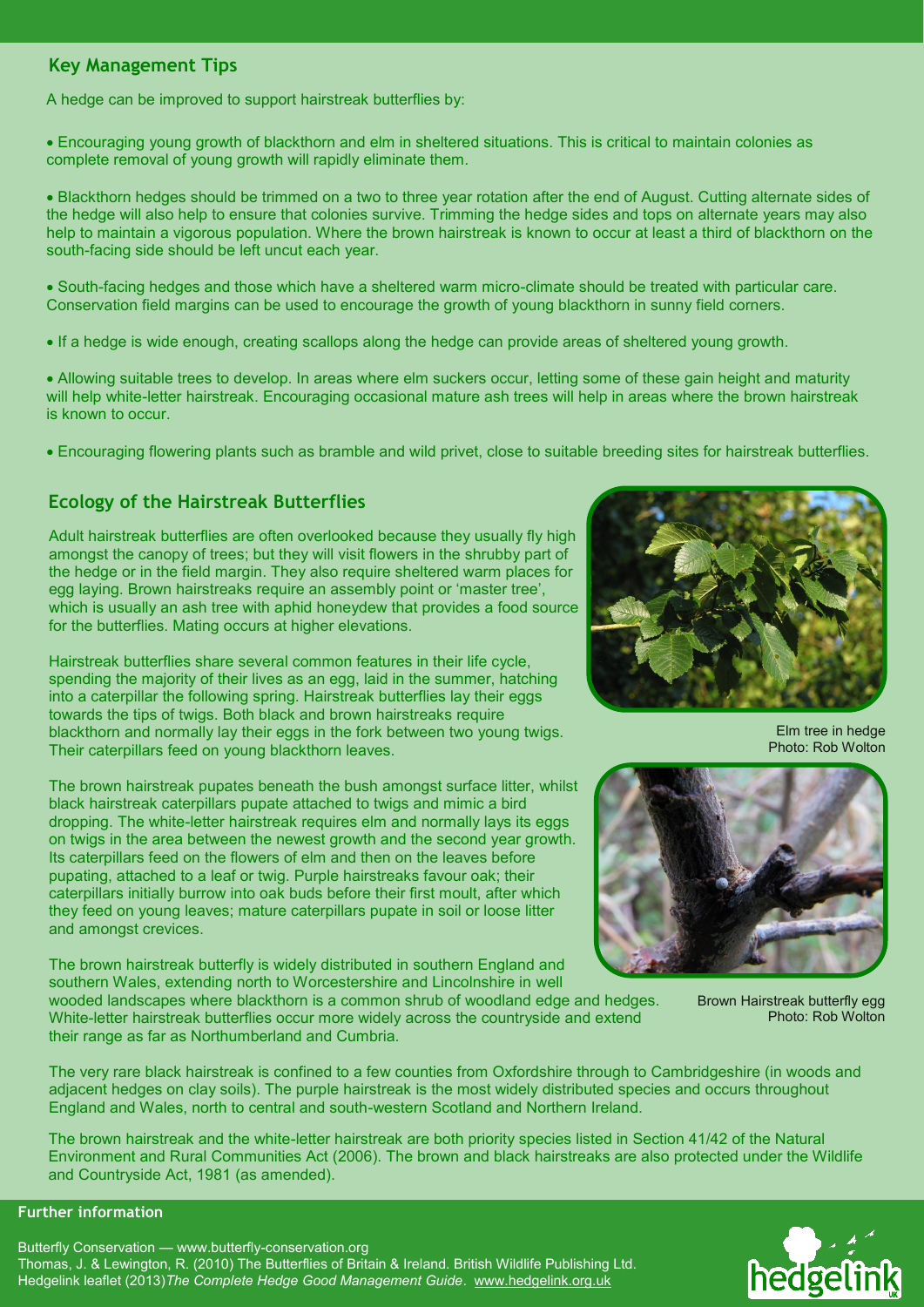## Key Management Tips

A hedge can be improved to support hairstreak butterflies by:

- Encouraging young growth of blackthorn and elm in sheltered situations. This is critical to maintain colonies as complete removal of young growth will rapidly eliminate them.

- Blackthorn hedges should be trimmed on a two to three year rotation after the end of August. Cutting alternate sides of the hedge will also help to ensure that colonies survive. Trimming the hedge sides and tops on alternate years may also help to maintain a vigorous population. Where the brown hairstreak is known to occur at least a third of blackthorn on the south-facing side should be left uncut each year.

- South-facing hedges and those which have a sheltered warm micro-climate should be treated with particular care. Conservation field margins can be used to encourage the growth of young blackthorn in sunny field corners.

- If a hedge is wide enough, creating scallops along the hedge can provide areas of sheltered young growth.

- Allowing suitable trees to develop. In areas where elm suckers occur, letting some of these gain height and maturity will help white-letter hairstreak. Encouraging occasional mature ash trees will help in areas where the brown hairstreak is known to occur.

- Encouraging flowering plants such as bramble and wild privet, close to suitable breeding sites for hairstreak butterflies.

## Ecology of the Hairstreak Butterflies

Adult hairstreak butterflies are often overlooked because they usually fly high amongst the canopy of trees; but they will visit flowers in the shrubby part of the hedge or in the field margin. They also require sheltered warm places for egg laying. Brown hairstreaks require an assembly point or 'master tree', which is usually an ash tree with aphid honeydew that provides a food source for the butterflies. Mating occurs at higher elevations.

Hairstreak butterflies share several common features in their life cycle, spending the majority of their lives as an egg, laid in the summer, hatching into a caterpillar the following spring. Hairstreak butterflies lay their eggs towards the tips of twigs. Both black and brown hairstreaks require blackthorn and normally lay their eggs in the fork between two young twigs. Their caterpillars feed on young blackthorn leaves.

Elm tree in hedge
Photo: Rob Wolton

The brown hairstreak pupates beneath the bush amongst surface litter, whilst black hairstreak caterpillars pupate attached to twigs and mimic a bird dropping. The white-letter hairstreak requires elm and normally lays its eggs on twigs in the area between the newest growth and the second year growth. Its caterpillars feed on the flowers of elm and then on the leaves before pupating, attached to a leaf or twig. Purple hairstreaks favour oak; their caterpillars initially burrow into oak buds before their first moult, after which they feed on young leaves; mature caterpillars pupate in soil or loose litter and amongst crevices.

The brown hairstreak butterfly is widely distributed in southern England and southern Wales, extending north to Worcestershire and Lincolnshire in well wooded landscapes where blackthorn is a common shrub of woodland edge and hedges. White-letter hairstreak butterflies occur more widely across the countryside and extend their range as far as Northumberland and Cumbria.

Brown Hairstreak butterfly egg
Photo: Rob Wolton

The very rare black hairstreak is confined to a few counties from Oxfordshire through to Cambridgeshire (in woods and adjacent hedges on clay soils). The purple hairstreak is the most widely distributed species and occurs throughout England and Wales, north to central and south-western Scotland and Northern Ireland.

The brown hairstreak and the white-letter hairstreak are both priority species listed in Section 41/42 of the Natural Environment and Rural Communities Act (2006). The brown and black hairstreaks are also protected under the Wildlife and Countryside Act, 1981 (as amended).

### Further information

Butterfly Conservation — www.butterfly-conservation.org
Thomas, J. & Lewington, R. (2010) The Butterflies of Britain & Ireland. British Wildlife Publishing Ltd.
Hedgelink leaflet (2013) *The Complete Hedge Good Management Guide*. www.hedgelink.org.uk